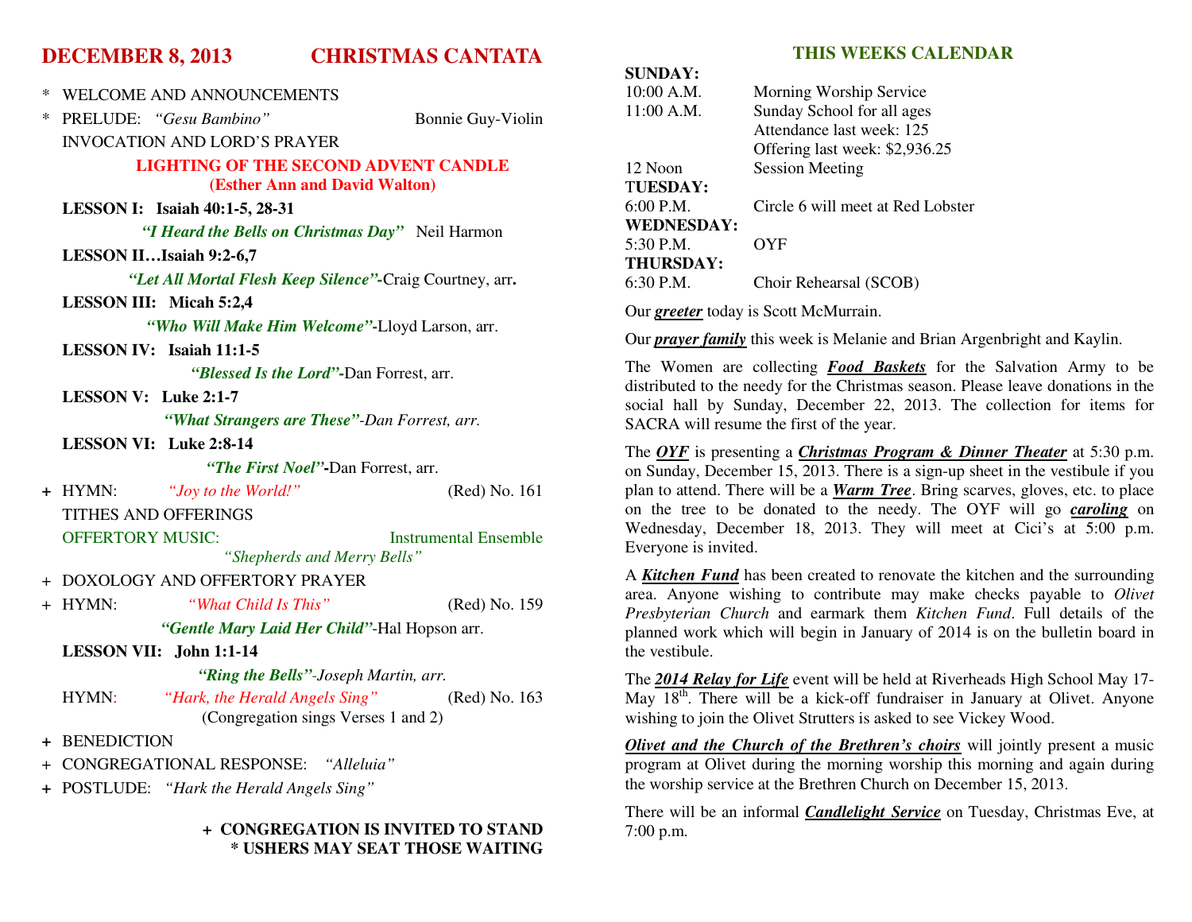# DECEMBER 8, 2013 CHRISTMAS CANTATA

\* WELCOME AND ANNOUNCEMENTS

\* PRELUDE: *"Gesu Bambino"* Bonnie Guy-Violin

INVOCATION AND LORD'S PRAYER

**LIGHTING OF THE SECOND ADVENT CANDLE**
**(Esther Ann and David Walton)**

**LESSON I: Isaiah 40:1-5, 28-31**

***"I Heard the Bells on Christmas Day"*** Neil Harmon

**LESSON II…Isaiah 9:2-6,7**

***"Let All Mortal Flesh Keep Silence"***-Craig Courtney, arr**.**

**LESSON III: Micah 5:2,4**

***"Who Will Make Him Welcome"***-Lloyd Larson, arr.

**LESSON IV: Isaiah 11:1-5**

***"Blessed Is the Lord"***-Dan Forrest, arr.

**LESSON V: Luke 2:1-7**

***"What Strangers are These"***-*Dan Forrest, arr.*

**LESSON VI: Luke 2:8-14**

***"The First Noel"***-Dan Forrest, arr.

\+ HYMN: *"Joy to the World!"* (Red) No. 161

TITHES AND OFFERINGS

OFFERTORY MUSIC: Instrumental Ensemble
*"Shepherds and Merry Bells"*

\+ DOXOLOGY AND OFFERTORY PRAYER

\+ HYMN: *"What Child Is This"* (Red) No. 159

***"Gentle Mary Laid Her Child"***-Hal Hopson arr.

**LESSON VII: John 1:1-14**

***"Ring the Bells"***-*Joseph Martin, arr.*

HYMN: *"Hark, the Herald Angels Sing"* (Red) No. 163
(Congregation sings Verses 1 and 2)

\+ BENEDICTION

\+ CONGREGATIONAL RESPONSE: *"Alleluia"*

\+ POSTLUDE: *"Hark the Herald Angels Sing"*

**+ CONGREGATION IS INVITED TO STAND**
**\* USHERS MAY SEAT THOSE WAITING**

## THIS WEEKS CALENDAR

**SUNDAY:**

| | |
|---|---|
| 10:00 A.M. | Morning Worship Service |
| 11:00 A.M. | Sunday School for all ages |
| | Attendance last week: 125 |
| | Offering last week: $2,936.25 |
| 12 Noon | Session Meeting |
| **TUESDAY:** | |
| 6:00 P.M. | Circle 6 will meet at Red Lobster |
| **WEDNESDAY:** | |
| 5:30 P.M. | OYF |
| **THURSDAY:** | |
| 6:30 P.M. | Choir Rehearsal (SCOB) |

Our ***greeter*** today is Scott McMurrain.

Our ***prayer family*** this week is Melanie and Brian Argenbright and Kaylin.

The Women are collecting ***Food Baskets*** for the Salvation Army to be distributed to the needy for the Christmas season. Please leave donations in the social hall by Sunday, December 22, 2013. The collection for items for SACRA will resume the first of the year.

The ***OYF*** is presenting a ***Christmas Program & Dinner Theater*** at 5:30 p.m. on Sunday, December 15, 2013. There is a sign-up sheet in the vestibule if you plan to attend. There will be a ***Warm Tree***. Bring scarves, gloves, etc. to place on the tree to be donated to the needy. The OYF will go ***caroling*** on Wednesday, December 18, 2013. They will meet at Cici's at 5:00 p.m. Everyone is invited.

A ***Kitchen Fund*** has been created to renovate the kitchen and the surrounding area. Anyone wishing to contribute may make checks payable to *Olivet Presbyterian Church* and earmark them *Kitchen Fund*. Full details of the planned work which will begin in January of 2014 is on the bulletin board in the vestibule.

The ***2014 Relay for Life*** event will be held at Riverheads High School May 17-May 18th. There will be a kick-off fundraiser in January at Olivet. Anyone wishing to join the Olivet Strutters is asked to see Vickey Wood.

***Olivet and the Church of the Brethren's choirs*** will jointly present a music program at Olivet during the morning worship this morning and again during the worship service at the Brethren Church on December 15, 2013.

There will be an informal ***Candlelight Service*** on Tuesday, Christmas Eve, at 7:00 p.m.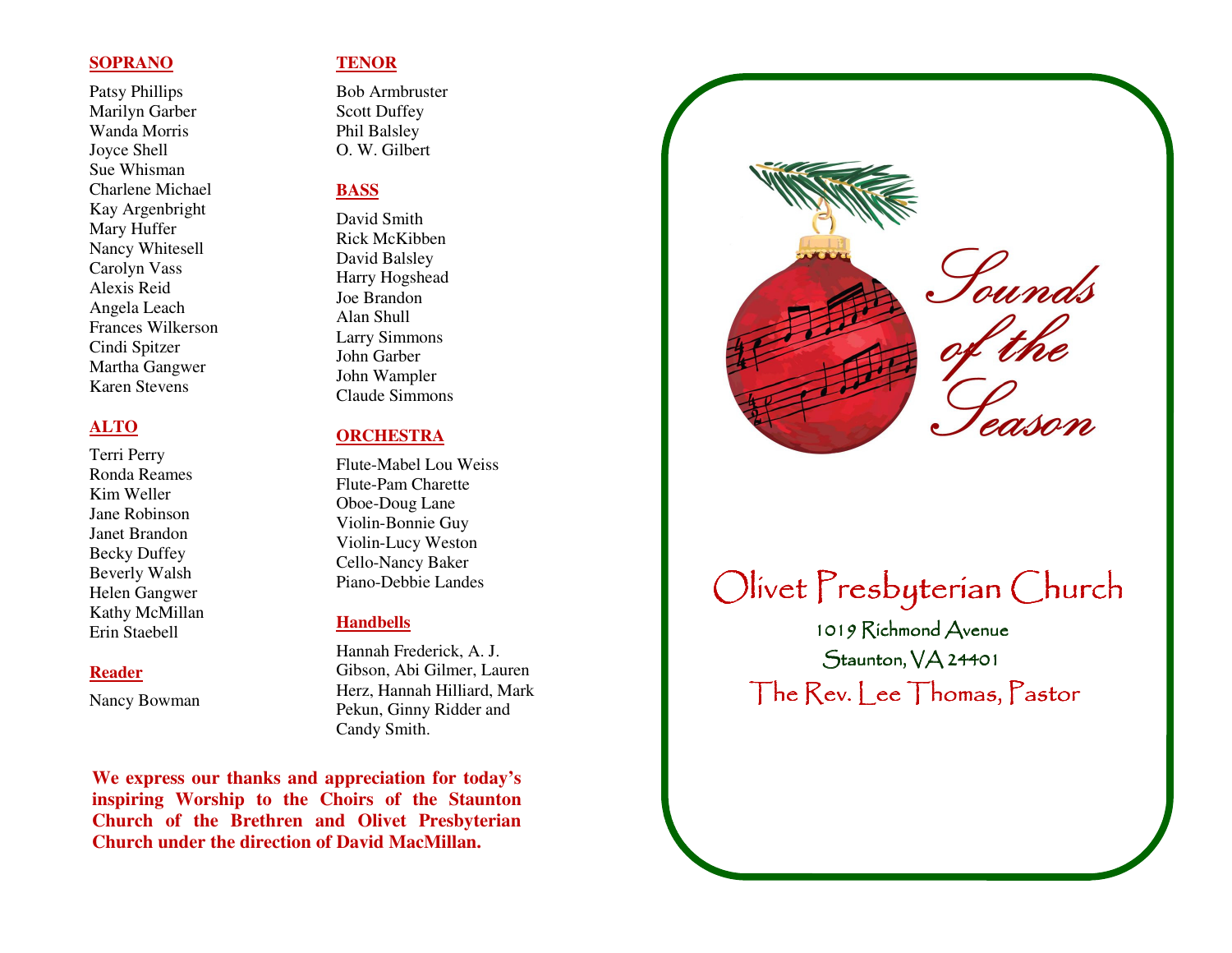**SOPRANO**

Patsy Phillips
Marilyn Garber
Wanda Morris
Joyce Shell
Sue Whisman
Charlene Michael
Kay Argenbright
Mary Huffer
Nancy Whitesell
Carolyn Vass
Alexis Reid
Angela Leach
Frances Wilkerson
Cindi Spitzer
Martha Gangwer
Karen Stevens

**ALTO**

Terri Perry
Ronda Reames
Kim Weller
Jane Robinson
Janet Brandon
Becky Duffey
Beverly Walsh
Helen Gangwer
Kathy McMillan
Erin Staebell

**Reader**

Nancy Bowman

**TENOR**

Bob Armbruster
Scott Duffey
Phil Balsley
O. W. Gilbert

**BASS**

David Smith
Rick McKibben
David Balsley
Harry Hogshead
Joe Brandon
Alan Shull
Larry Simmons
John Garber
John Wampler
Claude Simmons

**ORCHESTRA**

Flute-Mabel Lou Weiss
Flute-Pam Charette
Oboe-Doug Lane
Violin-Bonnie Guy
Violin-Lucy Weston
Cello-Nancy Baker
Piano-Debbie Landes

**Handbells**

Hannah Frederick, A. J. Gibson, Abi Gilmer, Lauren Herz, Hannah Hilliard, Mark Pekun, Ginny Ridder and Candy Smith.

**We express our thanks and appreciation for today's inspiring Worship to the Choirs of the Staunton Church of the Brethren and Olivet Presbyterian Church under the direction of David MacMillan.**

*Sounds of the Season*

# Olivet Presbyterian Church

1019 Richmond Avenue
Staunton, VA 24401
The Rev. Lee Thomas, Pastor